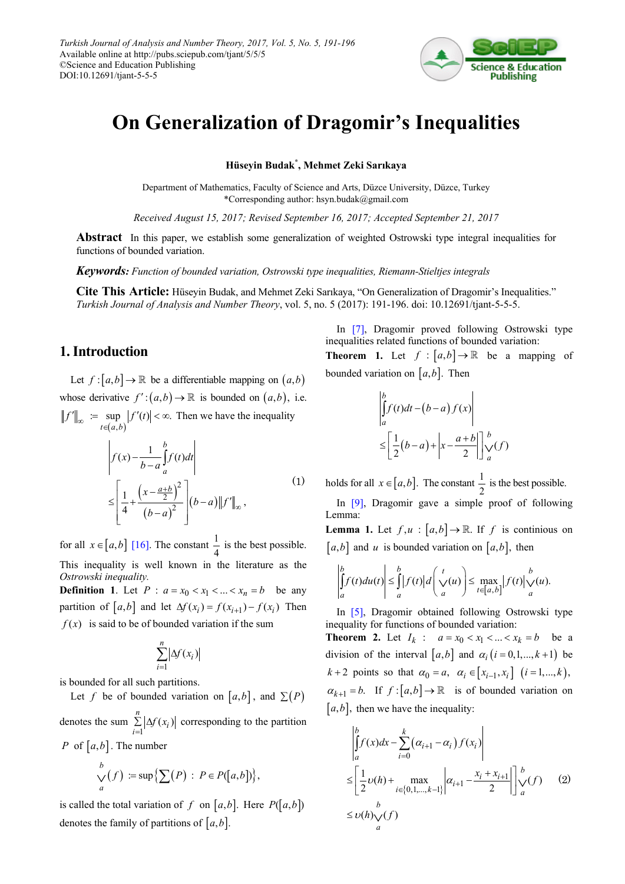# On Generalization of Dragomir's Inequalities

**Hüseyin Budak*, Mehmet Zeki Sarıkaya**

Department of Mathematics, Faculty of Science and Arts, Düzce University, Düzce, Turkey
*Corresponding author: hsyn.budak@gmail.com

*Received August 15, 2017; Revised September 16, 2017; Accepted September 21, 2017*

**Abstract** In this paper, we establish some generalization of weighted Ostrowski type integral inequalities for functions of bounded variation.

***Keywords:*** *Function of bounded variation, Ostrowski type inequalities, Riemann-Stieltjes integrals*

**Cite This Article:** Hüseyin Budak, and Mehmet Zeki Sarıkaya, "On Generalization of Dragomir's Inequalities." *Turkish Journal of Analysis and Number Theory*, vol. 5, no. 5 (2017): 191-196. doi: 10.12691/tjant-5-5-5.

## 1. Introduction

Let $f:[a,b]\to\mathbb{R}$ be a differentiable mapping on $(a,b)$ whose derivative $f':(a,b)\to\mathbb{R}$ is bounded on $(a,b)$, i.e. $\|f'\|_{\infty}:=\sup_{t\in(a,b)}|f'(t)|<\infty$. Then we have the inequality

$$\left|f(x)-\frac{1}{b-a}\int_a^b f(t)dt\right| \leq \left[\frac{1}{4}+\frac{\left(x-\frac{a+b}{2}\right)^2}{(b-a)^2}\right](b-a)\|f'\|_{\infty}, \tag{1}$$

for all $x\in[a,b]$ [16]. The constant $\frac{1}{4}$ is the best possible. This inequality is well known in the literature as the *Ostrowski inequality.*

**Definition 1**. Let $P: a=x_0<x_1<...<x_n=b$ be any partition of $[a,b]$ and let $\Delta f(x_i)=f(x_{i+1})-f(x_i)$ Then $f(x)$ is said to be of bounded variation if the sum

$$\sum_{i=1}^{n}|\Delta f(x_i)|$$

is bounded for all such partitions.

Let $f$ be of bounded variation on $[a,b]$, and $\sum(P)$ denotes the sum $\sum_{i=1}^{n}|\Delta f(x_i)|$ corresponding to the partition $P$ of $[a,b]$. The number

$$\bigvee_a^b(f):=\sup\left\{\sum(P) : P\in P([a,b])\right\},$$

is called the total variation of $f$ on $[a,b]$. Here $P([a,b])$ denotes the family of partitions of $[a,b]$.

In [7], Dragomir proved following Ostrowski type inequalities related functions of bounded variation:

**Theorem 1.** Let $f:[a,b]\to\mathbb{R}$ be a mapping of bounded variation on $[a,b]$. Then

$$\left|\int_a^b f(t)dt-(b-a)f(x)\right| \leq \left[\frac{1}{2}(b-a)+\left|x-\frac{a+b}{2}\right|\right]\bigvee_a^b(f)$$

holds for all $x\in[a,b]$. The constant $\frac{1}{2}$ is the best possible.

In [9], Dragomir gave a simple proof of following Lemma:

**Lemma 1.** Let $f,u:[a,b]\to\mathbb{R}$. If $f$ is continious on $[a,b]$ and $u$ is bounded variation on $[a,b]$, then

$$\left|\int_a^b f(t)du(t)\right| \leq \int_a^b |f(t)|\,d\left(\bigvee_a^t(u)\right) \leq \max_{t\in[a,b]}|f(t)|\bigvee_a^b(u).$$

In [5], Dragomir obtained following Ostrowski type inequality for functions of bounded variation:

**Theorem 2.** Let $I_k: a=x_0<x_1<...<x_k=b$ be a division of the interval $[a,b]$ and $\alpha_i\ (i=0,1,...,k+1)$ be $k+2$ points so that $\alpha_0=a$, $\alpha_i\in[x_{i-1},x_i]$ $(i=1,...,k)$, $\alpha_{k+1}=b$. If $f:[a,b]\to\mathbb{R}$ is of bounded variation on $[a,b]$, then we have the inequality:

$$\begin{aligned}
&\left|\int_a^b f(x)dx-\sum_{i=0}^{k}(\alpha_{i+1}-\alpha_i)f(x_i)\right| \\
&\leq \left[\frac{1}{2}\upsilon(h)+\max_{i\in\{0,1,...,k-1\}}\left|\alpha_{i+1}-\frac{x_i+x_{i+1}}{2}\right|\right]\bigvee_a^b(f) \\
&\leq \upsilon(h)\bigvee_a^b(f)
\end{aligned} \tag{2}$$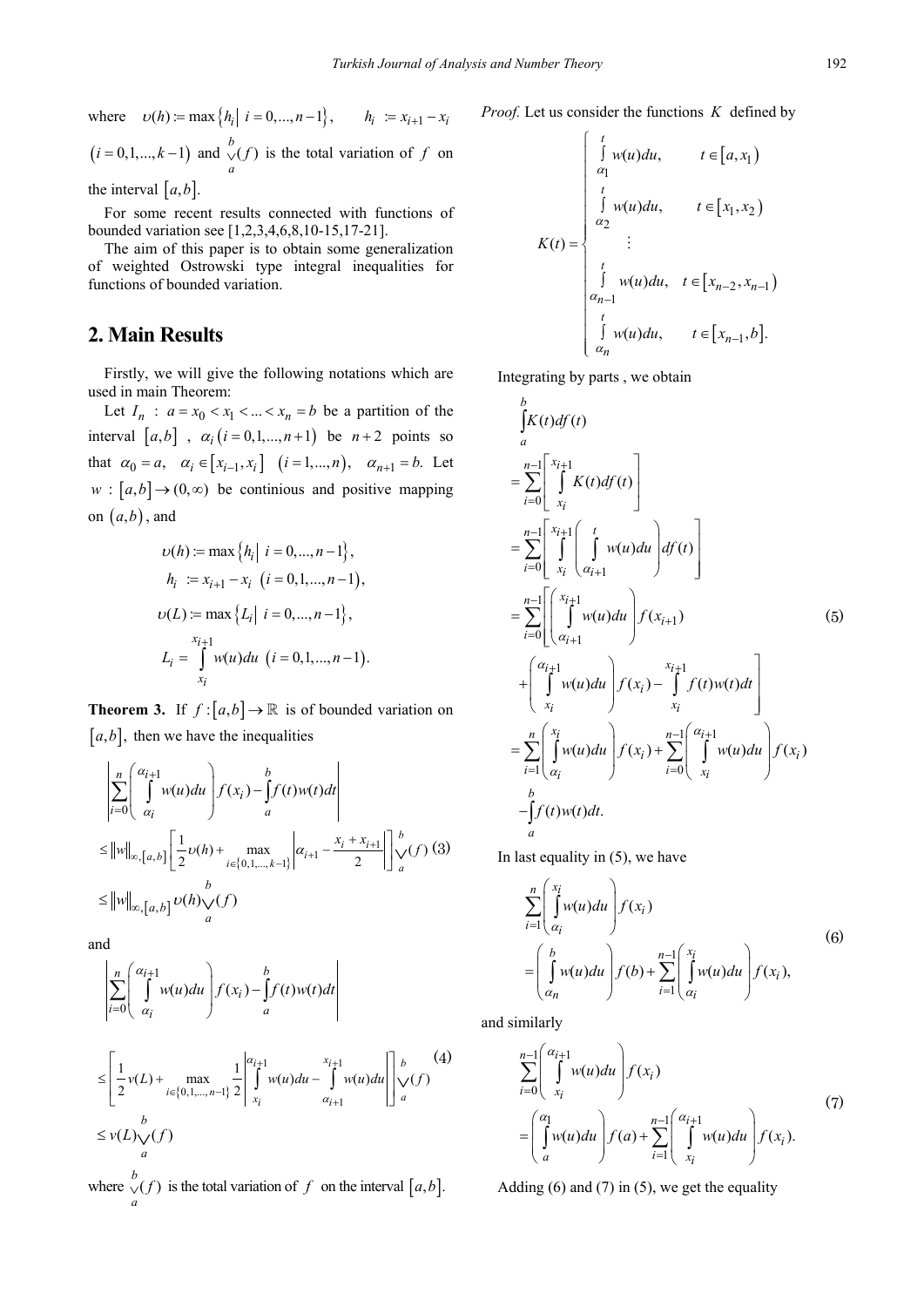where $\upsilon(h) := \max\{h_i \mid i = 0,...,n-1\}$, $h_i := x_{i+1} - x_i$ $(i = 0,1,...,k-1)$ and $\bigvee_a^b (f)$ is the total variation of $f$ on the interval $[a,b]$.

For some recent results connected with functions of bounded variation see [1,2,3,4,6,8,10-15,17-21].

The aim of this paper is to obtain some generalization of weighted Ostrowski type integral inequalities for functions of bounded variation.

## 2. Main Results

Firstly, we will give the following notations which are used in main Theorem:

Let $I_n : a = x_0 < x_1 < ... < x_n = b$ be a partition of the interval $[a,b]$, $\alpha_i\ (i = 0,1,...,n+1)$ be $n+2$ points so that $\alpha_0 = a$, $\alpha_i \in [x_{i-1}, x_i]$ $(i = 1,...,n)$, $\alpha_{n+1} = b$. Let $w : [a,b] \to (0,\infty)$ be continious and positive mapping on $(a,b)$, and

$$\upsilon(h) := \max\{h_i \mid i = 0,...,n-1\},$$

$$h_i := x_{i+1} - x_i \quad (i = 0,1,...,n-1),$$

$$\upsilon(L) := \max\{L_i \mid i = 0,...,n-1\},$$

$$L_i = \int_{x_i}^{x_{i+1}} w(u)du \quad (i = 0,1,...,n-1).$$

**Theorem 3.** If $f : [a,b] \to \mathbb{R}$ is of bounded variation on $[a,b]$, then we have the inequalities

$$\begin{aligned}
&\left| \sum_{i=0}^{n} \left( \int_{\alpha_i}^{\alpha_{i+1}} w(u)du \right) f(x_i) - \int_a^b f(t)w(t)dt \right| \\
&\leq \|w\|_{\infty,[a,b]} \left[ \frac{1}{2}\upsilon(h) + \max_{i \in \{0,1,...,k-1\}} \left| \alpha_{i+1} - \frac{x_i + x_{i+1}}{2} \right| \right] \bigvee_a^b (f) \quad (3) \\
&\leq \|w\|_{\infty,[a,b]} \upsilon(h) \bigvee_a^b (f)
\end{aligned}$$

and

$$\begin{aligned}
&\left| \sum_{i=0}^{n} \left( \int_{\alpha_i}^{\alpha_{i+1}} w(u)du \right) f(x_i) - \int_a^b f(t)w(t)dt \right| \\
&\leq \left[ \frac{1}{2} v(L) + \max_{i \in \{0,1,...,n-1\}} \frac{1}{2} \left| \int_{x_i}^{\alpha_{i+1}} w(u)du - \int_{\alpha_{i+1}}^{x_{i+1}} w(u)du \right| \right] \bigvee_a^b (f) \quad (4) \\
&\leq v(L) \bigvee_a^b (f)
\end{aligned}$$

where $\bigvee_a^b (f)$ is the total variation of $f$ on the interval $[a,b]$.

*Proof.* Let us consider the functions $K$ defined by

$$K(t) = \begin{cases} \int_{\alpha_1}^{t} w(u)du, & t \in [a, x_1) \\ \int_{\alpha_2}^{t} w(u)du, & t \in [x_1, x_2) \\ \vdots \\ \int_{\alpha_{n-1}}^{t} w(u)du, & t \in [x_{n-2}, x_{n-1}) \\ \int_{\alpha_n}^{t} w(u)du, & t \in [x_{n-1}, b]. \end{cases}$$

Integrating by parts , we obtain

$$\begin{aligned}
&\int_a^b K(t)df(t) \\
&= \sum_{i=0}^{n-1} \left[ \int_{x_i}^{x_{i+1}} K(t)df(t) \right] \\
&= \sum_{i=0}^{n-1} \left[ \int_{x_i}^{x_{i+1}} \left( \int_{\alpha_{i+1}}^{t} w(u)du \right) df(t) \right] \\
&= \sum_{i=0}^{n-1} \left[ \left( \int_{\alpha_{i+1}}^{x_{i+1}} w(u)du \right) f(x_{i+1}) \right. \\
&\quad \left. + \left( \int_{x_i}^{\alpha_{i+1}} w(u)du \right) f(x_i) - \int_{x_i}^{x_{i+1}} f(t)w(t)dt \right] \\
&= \sum_{i=1}^{n} \left( \int_{\alpha_i}^{x_i} w(u)du \right) f(x_i) + \sum_{i=0}^{n-1} \left( \int_{x_i}^{\alpha_{i+1}} w(u)du \right) f(x_i) \\
&\quad - \int_a^b f(t)w(t)dt.
\end{aligned} \quad (5)$$

In last equality in (5), we have

$$\begin{aligned}
&\sum_{i=1}^{n} \left( \int_{\alpha_i}^{x_i} w(u)du \right) f(x_i) \\
&= \left( \int_{\alpha_n}^{b} w(u)du \right) f(b) + \sum_{i=1}^{n-1} \left( \int_{\alpha_i}^{x_i} w(u)du \right) f(x_i),
\end{aligned} \quad (6)$$

and similarly

$$\begin{aligned}
&\sum_{i=0}^{n-1} \left( \int_{x_i}^{\alpha_{i+1}} w(u)du \right) f(x_i) \\
&= \left( \int_{a}^{\alpha_1} w(u)du \right) f(a) + \sum_{i=1}^{n-1} \left( \int_{x_i}^{\alpha_{i+1}} w(u)du \right) f(x_i).
\end{aligned} \quad (7)$$

Adding (6) and (7) in (5), we get the equality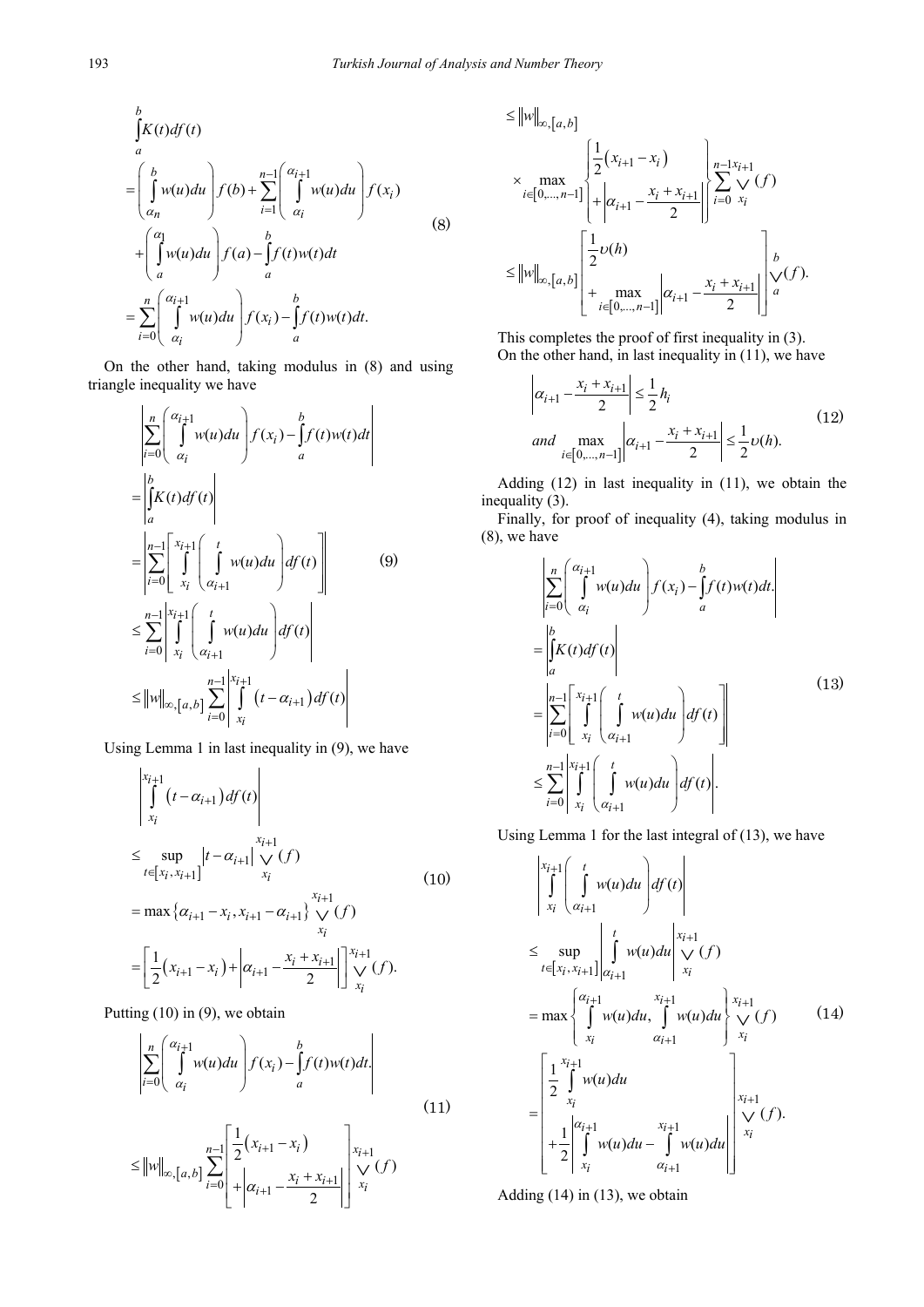$$
\begin{aligned}
&\int_a^b K(t)df(t) \\
&= \left(\int_{\alpha_n}^{b} w(u)du\right) f(b) + \sum_{i=1}^{n-1}\left(\int_{\alpha_i}^{\alpha_{i+1}} w(u)du\right) f(x_i) \\
&+ \left(\int_a^{\alpha_1} w(u)du\right) f(a) - \int_a^b f(t)w(t)dt \\
&= \sum_{i=0}^{n}\left(\int_{\alpha_i}^{\alpha_{i+1}} w(u)du\right) f(x_i) - \int_a^b f(t)w(t)dt.
\end{aligned} \tag{8}
$$

On the other hand, taking modulus in (8) and using triangle inequality we have

$$
\begin{aligned}
&\left|\sum_{i=0}^{n}\left(\int_{\alpha_i}^{\alpha_{i+1}} w(u)du\right) f(x_i) - \int_a^b f(t)w(t)dt\right| \\
&= \left|\int_a^b K(t)df(t)\right| \\
&= \left|\sum_{i=0}^{n-1}\left[\int_{x_i}^{x_{i+1}}\left(\int_{\alpha_{i+1}}^{t} w(u)du\right)df(t)\right]\right| \\
&\le \sum_{i=0}^{n-1}\left|\int_{x_i}^{x_{i+1}}\left(\int_{\alpha_{i+1}}^{t} w(u)du\right)df(t)\right| \\
&\le \|w\|_{\infty,[a,b]}\sum_{i=0}^{n-1}\left|\int_{x_i}^{x_{i+1}}\left(t-\alpha_{i+1}\right)df(t)\right|
\end{aligned} \tag{9}
$$

Using Lemma 1 in last inequality in (9), we have

$$
\begin{aligned}
&\left|\int_{x_i}^{x_{i+1}}\left(t-\alpha_{i+1}\right)df(t)\right| \\
&\le \sup_{t\in[x_i,x_{i+1}]}\left|t-\alpha_{i+1}\right| \bigvee_{x_i}^{x_{i+1}}(f) \\
&= \max\left\{\alpha_{i+1}-x_i, x_{i+1}-\alpha_{i+1}\right\} \bigvee_{x_i}^{x_{i+1}}(f) \\
&= \left[\frac{1}{2}\left(x_{i+1}-x_i\right) + \left|\alpha_{i+1}-\frac{x_i+x_{i+1}}{2}\right|\right] \bigvee_{x_i}^{x_{i+1}}(f).
\end{aligned} \tag{10}
$$

Putting (10) in (9), we obtain

$$
\begin{aligned}
&\left|\sum_{i=0}^{n}\left(\int_{\alpha_i}^{\alpha_{i+1}} w(u)du\right) f(x_i) - \int_a^b f(t)w(t)dt.\right| \\
&\le \|w\|_{\infty,[a,b]}\sum_{i=0}^{n-1}\left[\begin{array}{l}\frac{1}{2}\left(x_{i+1}-x_i\right) \\ +\left|\alpha_{i+1}-\frac{x_i+x_{i+1}}{2}\right|\end{array}\right] \bigvee_{x_i}^{x_{i+1}}(f) \\
&\le \|w\|_{\infty,[a,b]} \\
&\times \max_{i\in[0,\dots,n-1]}\left\{\begin{array}{l}\frac{1}{2}\left(x_{i+1}-x_i\right) \\ +\left|\alpha_{i+1}-\frac{x_i+x_{i+1}}{2}\right|\end{array}\right\} \sum_{i=0}^{n-1}\bigvee_{x_i}^{x_{i+1}}(f) \\
&\le \|w\|_{\infty,[a,b]}\left[\begin{array}{l}\frac{1}{2}\upsilon(h) \\ +\max\limits_{i\in[0,\dots,n-1]}\left|\alpha_{i+1}-\frac{x_i+x_{i+1}}{2}\right|\end{array}\right] \bigvee_a^b(f).
\end{aligned} \tag{11}
$$

This completes the proof of first inequality in (3).

On the other hand, in last inequality in (11), we have

$$
\begin{aligned}
&\left|\alpha_{i+1}-\frac{x_i+x_{i+1}}{2}\right| \le \frac{1}{2}h_i \\
&\text{and} \max_{i\in[0,\dots,n-1]}\left|\alpha_{i+1}-\frac{x_i+x_{i+1}}{2}\right| \le \frac{1}{2}\upsilon(h).
\end{aligned} \tag{12}
$$

Adding (12) in last inequality in (11), we obtain the inequality (3).

Finally, for proof of inequality (4), taking modulus in (8), we have

$$
\begin{aligned}
&\left|\sum_{i=0}^{n}\left(\int_{\alpha_i}^{\alpha_{i+1}} w(u)du\right) f(x_i) - \int_a^b f(t)w(t)dt.\right| \\
&= \left|\int_a^b K(t)df(t)\right| \\
&= \left|\sum_{i=0}^{n-1}\left[\int_{x_i}^{x_{i+1}}\left(\int_{\alpha_{i+1}}^{t} w(u)du\right)df(t)\right]\right| \\
&\le \sum_{i=0}^{n-1}\left|\int_{x_i}^{x_{i+1}}\left(\int_{\alpha_{i+1}}^{t} w(u)du\right)df(t)\right|.
\end{aligned} \tag{13}
$$

Using Lemma 1 for the last integral of (13), we have

$$
\begin{aligned}
&\left|\int_{x_i}^{x_{i+1}}\left(\int_{\alpha_{i+1}}^{t} w(u)du\right)df(t)\right| \\
&\le \sup_{t\in[x_i,x_{i+1}]}\left|\int_{\alpha_{i+1}}^{t} w(u)du\right| \bigvee_{x_i}^{x_{i+1}}(f) \\
&= \max\left\{\int_{x_i}^{\alpha_{i+1}} w(u)du, \int_{\alpha_{i+1}}^{x_{i+1}} w(u)du\right\} \bigvee_{x_i}^{x_{i+1}}(f) \\
&= \left[\begin{array}{l}\frac{1}{2}\int_{x_i}^{x_{i+1}} w(u)du \\ +\frac{1}{2}\left|\int_{x_i}^{\alpha_{i+1}} w(u)du - \int_{\alpha_{i+1}}^{x_{i+1}} w(u)du\right|\end{array}\right] \bigvee_{x_i}^{x_{i+1}}(f).
\end{aligned} \tag{14}
$$

Adding (14) in (13), we obtain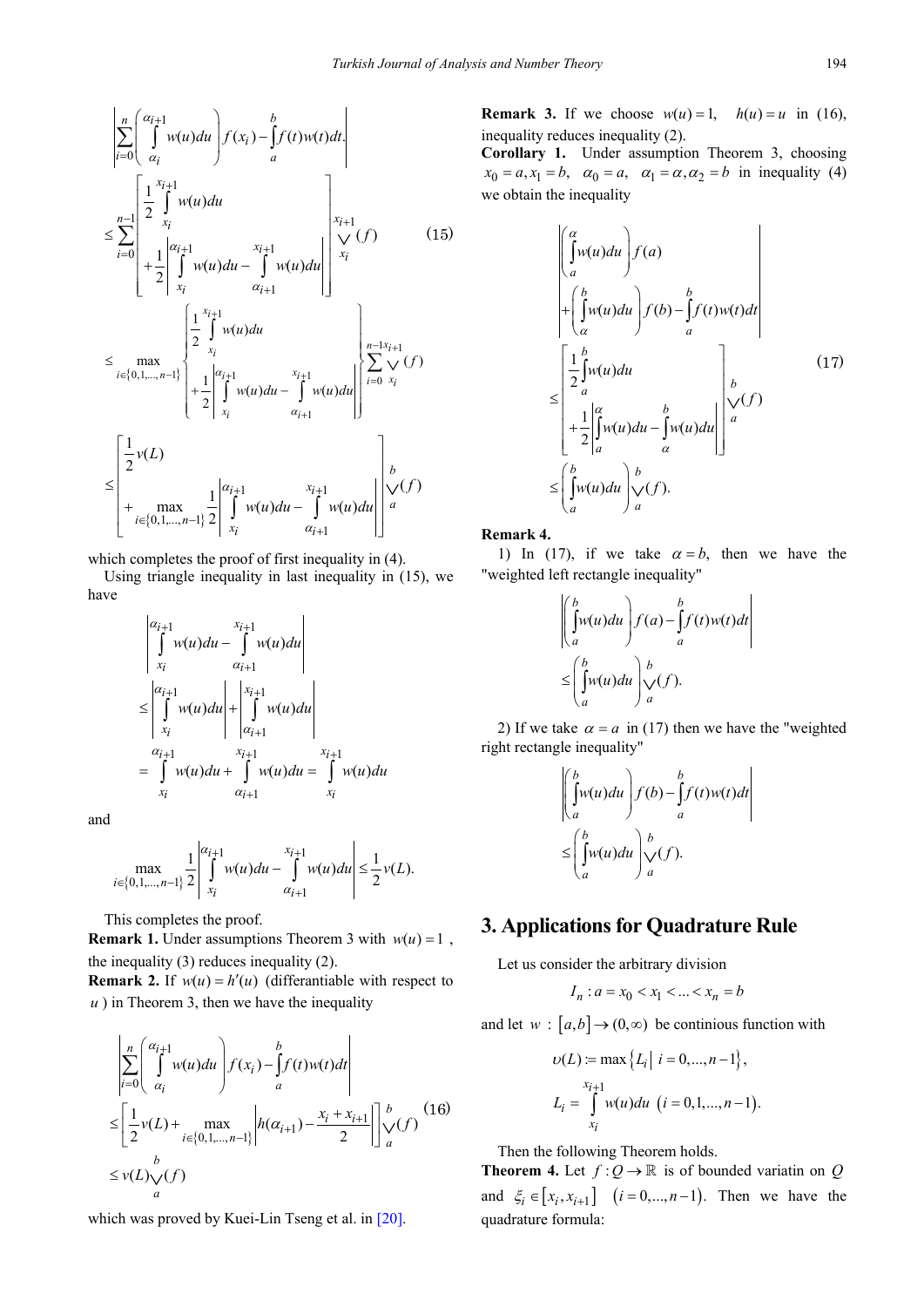$$
\begin{aligned}
&\left|\sum_{i=0}^{n}\left(\int_{\alpha_i}^{\alpha_{i+1}} w(u)du\right) f(x_i) - \int_a^b f(t)w(t)dt\right| \\
&\le \sum_{i=0}^{n-1}\left[\frac{1}{2}\int_{x_i}^{x_{i+1}} w(u)du + \frac{1}{2}\left|\int_{x_i}^{\alpha_{i+1}} w(u)du - \int_{\alpha_{i+1}}^{x_{i+1}} w(u)du\right|\right]\bigvee_{x_i}^{x_{i+1}}(f) \qquad (15)\\
&\le \max_{i\in\{0,1,\dots,n-1\}}\left\{\frac{1}{2}\int_{x_i}^{x_{i+1}} w(u)du + \frac{1}{2}\left|\int_{x_i}^{\alpha_{i+1}} w(u)du - \int_{\alpha_{i+1}}^{x_{i+1}} w(u)du\right|\right\}\sum_{i=0}^{n-1}\bigvee_{x_i}^{x_{i+1}}(f)\\
&\le \left[\frac{1}{2}\upsilon(L) + \max_{i\in\{0,1,\dots,n-1\}}\frac{1}{2}\left|\int_{x_i}^{\alpha_{i+1}} w(u)du - \int_{\alpha_{i+1}}^{x_{i+1}} w(u)du\right|\right]\bigvee_a^b(f)
\end{aligned}
$$

which completes the proof of first inequality in (4).

Using triangle inequality in last inequality in (15), we have

$$
\begin{aligned}
&\left|\int_{x_i}^{\alpha_{i+1}} w(u)du - \int_{\alpha_{i+1}}^{x_{i+1}} w(u)du\right| \\
&\le \left|\int_{x_i}^{\alpha_{i+1}} w(u)du\right| + \left|\int_{\alpha_{i+1}}^{x_{i+1}} w(u)du\right| \\
&= \int_{x_i}^{\alpha_{i+1}} w(u)du + \int_{\alpha_{i+1}}^{x_{i+1}} w(u)du = \int_{x_i}^{x_{i+1}} w(u)du
\end{aligned}
$$

and

$$
\max_{i\in\{0,1,\dots,n-1\}}\frac{1}{2}\left|\int_{x_i}^{\alpha_{i+1}} w(u)du - \int_{\alpha_{i+1}}^{x_{i+1}} w(u)du\right| \le \frac{1}{2}\upsilon(L).
$$

This completes the proof.

**Remark 1.** Under assumptions Theorem 3 with $w(u)=1$, the inequality (3) reduces inequality (2).

**Remark 2.** If $w(u)=h'(u)$ (differantiable with respect to $u$) in Theorem 3, then we have the inequality

$$
\begin{aligned}
&\left|\sum_{i=0}^{n}\left(\int_{\alpha_i}^{\alpha_{i+1}} w(u)du\right) f(x_i) - \int_a^b f(t)w(t)dt\right| \\
&\le \left[\frac{1}{2}\upsilon(L) + \max_{i\in\{0,1,\dots,n-1\}}\left|h(\alpha_{i+1}) - \frac{x_i + x_{i+1}}{2}\right|\right]\bigvee_a^b(f) \qquad (16)\\
&\le \upsilon(L)\bigvee_a^b(f)
\end{aligned}
$$

which was proved by Kuei-Lin Tseng et al. in [20].

**Remark 3.** If we choose $w(u)=1, \quad h(u)=u$ in (16), inequality reduces inequality (2).

**Corollary 1.** Under assumption Theorem 3, choosing $x_0=a, x_1=b, \quad \alpha_0=a, \quad \alpha_1=\alpha, \alpha_2=b$ in inequality (4) we obtain the inequality

$$
\begin{aligned}
&\left|\left(\int_a^{\alpha} w(u)du\right) f(a) + \left(\int_{\alpha}^{b} w(u)du\right) f(b) - \int_a^b f(t)w(t)dt\right| \\
&\le \left[\frac{1}{2}\int_a^b w(u)du + \frac{1}{2}\left|\int_a^{\alpha} w(u)du - \int_{\alpha}^{b} w(u)du\right|\right]\bigvee_a^b(f) \qquad (17)\\
&\le \left(\int_a^b w(u)du\right)\bigvee_a^b(f).
\end{aligned}
$$

**Remark 4.**

1) In (17), if we take $\alpha=b$, then we have the "weighted left rectangle inequality"

$$
\left|\left(\int_a^b w(u)du\right) f(a) - \int_a^b f(t)w(t)dt\right| \le \left(\int_a^b w(u)du\right)\bigvee_a^b(f).
$$

2) If we take $\alpha=a$ in (17) then we have the "weighted right rectangle inequality"

$$
\left|\left(\int_a^b w(u)du\right) f(b) - \int_a^b f(t)w(t)dt\right| \le \left(\int_a^b w(u)du\right)\bigvee_a^b(f).
$$

## 3. Applications for Quadrature Rule

Let us consider the arbitrary division

$$
I_n : a = x_0 < x_1 < \dots < x_n = b
$$

and let $w : [a,b] \to (0,\infty)$ be continious function with

$$
\upsilon(L) := \max\{L_i \mid i = 0,\dots,n-1\},
$$

$$
L_i = \int_{x_i}^{x_{i+1}} w(u)du \quad (i = 0,1,\dots,n-1).
$$

Then the following Theorem holds.

**Theorem 4.** Let $f : Q \to \mathbb{R}$ is of bounded variatin on $Q$ and $\xi_i \in [x_i, x_{i+1}] \quad (i = 0,\dots,n-1)$. Then we have the quadrature formula: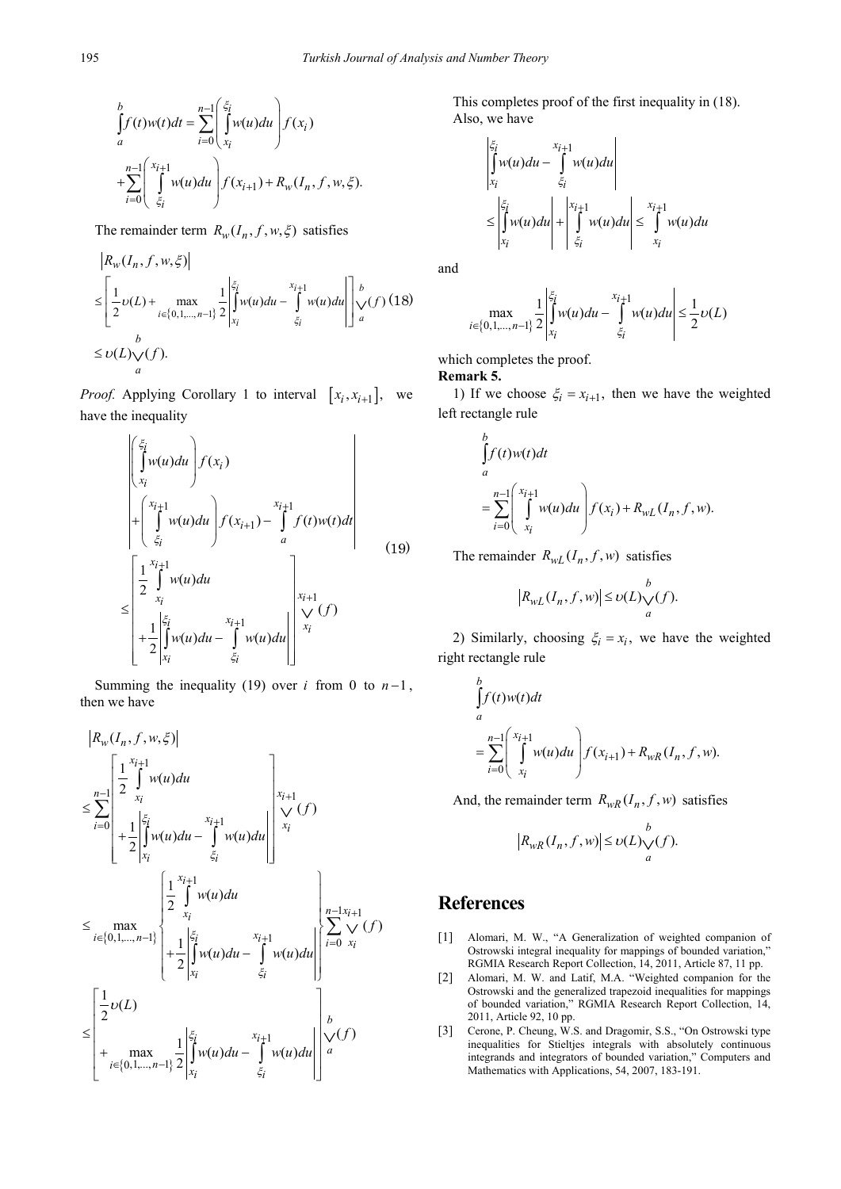$$\int_a^b f(t)w(t)dt = \sum_{i=0}^{n-1}\left(\int_{x_i}^{\xi_i} w(u)du\right) f(x_i)$$
$$+\sum_{i=0}^{n-1}\left(\int_{\xi_i}^{x_{i+1}} w(u)du\right) f(x_{i+1}) + R_w(I_n, f, w, \xi).$$

The remainder term $R_w(I_n, f, w, \xi)$ satisfies

$$\left|R_w(I_n, f, w, \xi)\right|$$
$$\leq \left[\frac{1}{2}\upsilon(L) + \max_{i\in\{0,1,\ldots,n-1\}} \frac{1}{2}\left|\int_{x_i}^{\xi_i} w(u)du - \int_{\xi_i}^{x_{i+1}} w(u)du\right|\right]\bigvee_a^b(f) \quad (18)$$
$$\leq \upsilon(L)\bigvee_a^b(f).$$

*Proof.* Applying Corollary 1 to interval $[x_i, x_{i+1}]$, we have the inequality

$$\left|\begin{array}{l}\left(\int_{x_i}^{\xi_i} w(u)du\right) f(x_i) \\ +\left(\int_{\xi_i}^{x_{i+1}} w(u)du\right) f(x_{i+1}) - \int_a^{x_{i+1}} f(t)w(t)dt\end{array}\right| \leq \left[\begin{array}{l}\frac{1}{2}\int_{x_i}^{x_{i+1}} w(u)du \\ +\frac{1}{2}\left|\int_{x_i}^{\xi_i} w(u)du - \int_{\xi_i}^{x_{i+1}} w(u)du\right|\end{array}\right]\bigvee_{x_i}^{x_{i+1}}(f) \quad (19)$$

Summing the inequality (19) over $i$ from 0 to $n-1$, then we have

$$\left|R_w(I_n, f, w, \xi)\right|$$
$$\leq \sum_{i=0}^{n-1}\left[\begin{array}{l}\frac{1}{2}\int_{x_i}^{x_{i+1}} w(u)du \\ +\frac{1}{2}\left|\int_{x_i}^{\xi_i} w(u)du - \int_{\xi_i}^{x_{i+1}} w(u)du\right|\end{array}\right]\bigvee_{x_i}^{x_{i+1}}(f)$$
$$\leq \max_{i\in\{0,1,\ldots,n-1\}}\left\{\begin{array}{l}\frac{1}{2}\int_{x_i}^{x_{i+1}} w(u)du \\ +\frac{1}{2}\left|\int_{x_i}^{\xi_i} w(u)du - \int_{\xi_i}^{x_{i+1}} w(u)du\right|\end{array}\right\}\sum_{i=0}^{n-1}\bigvee_{x_i}^{x_{i+1}}(f)$$
$$\leq \left[\begin{array}{l}\frac{1}{2}\upsilon(L) \\ +\max_{i\in\{0,1,\ldots,n-1\}}\frac{1}{2}\left|\int_{x_i}^{\xi_i} w(u)du - \int_{\xi_i}^{x_{i+1}} w(u)du\right|\end{array}\right]\bigvee_a^b(f)$$

This completes proof of the first inequality in (18). Also, we have

$$\left|\int_{x_i}^{\xi_i} w(u)du - \int_{\xi_i}^{x_{i+1}} w(u)du\right|$$
$$\leq \left|\int_{x_i}^{\xi_i} w(u)du\right| + \left|\int_{\xi_i}^{x_{i+1}} w(u)du\right| \leq \int_{x_i}^{x_{i+1}} w(u)du$$

and

$$\max_{i\in\{0,1,\ldots,n-1\}}\frac{1}{2}\left|\int_{x_i}^{\xi_i} w(u)du - \int_{\xi_i}^{x_{i+1}} w(u)du\right| \leq \frac{1}{2}\upsilon(L)$$

which completes the proof.

**Remark 5.**

1) If we choose $\xi_i = x_{i+1}$, then we have the weighted left rectangle rule

$$\int_a^b f(t)w(t)dt$$
$$= \sum_{i=0}^{n-1}\left(\int_{x_i}^{x_{i+1}} w(u)du\right) f(x_i) + R_{wL}(I_n, f, w).$$

The remainder $R_{wL}(I_n, f, w)$ satisfies

$$\left|R_{wL}(I_n, f, w)\right| \leq \upsilon(L)\bigvee_a^b(f).$$

2) Similarly, choosing $\xi_i = x_i$, we have the weighted right rectangle rule

$$\int_a^b f(t)w(t)dt$$
$$= \sum_{i=0}^{n-1}\left(\int_{x_i}^{x_{i+1}} w(u)du\right) f(x_{i+1}) + R_{wR}(I_n, f, w).$$

And, the remainder term $R_{wR}(I_n, f, w)$ satisfies

$$\left|R_{wR}(I_n, f, w)\right| \leq \upsilon(L)\bigvee_a^b(f).$$

## References

[1] Alomari, M. W., "A Generalization of weighted companion of Ostrowski integral inequality for mappings of bounded variation," RGMIA Research Report Collection, 14, 2011, Article 87, 11 pp.

[2] Alomari, M. W. and Latif, M.A. "Weighted companion for the Ostrowski and the generalized trapezoid inequalities for mappings of bounded variation," RGMIA Research Report Collection, 14, 2011, Article 92, 10 pp.

[3] Cerone, P. Cheung, W.S. and Dragomir, S.S., "On Ostrowski type inequalities for Stieltjes integrals with absolutely continuous integrands and integrators of bounded variation," Computers and Mathematics with Applications, 54, 2007, 183-191.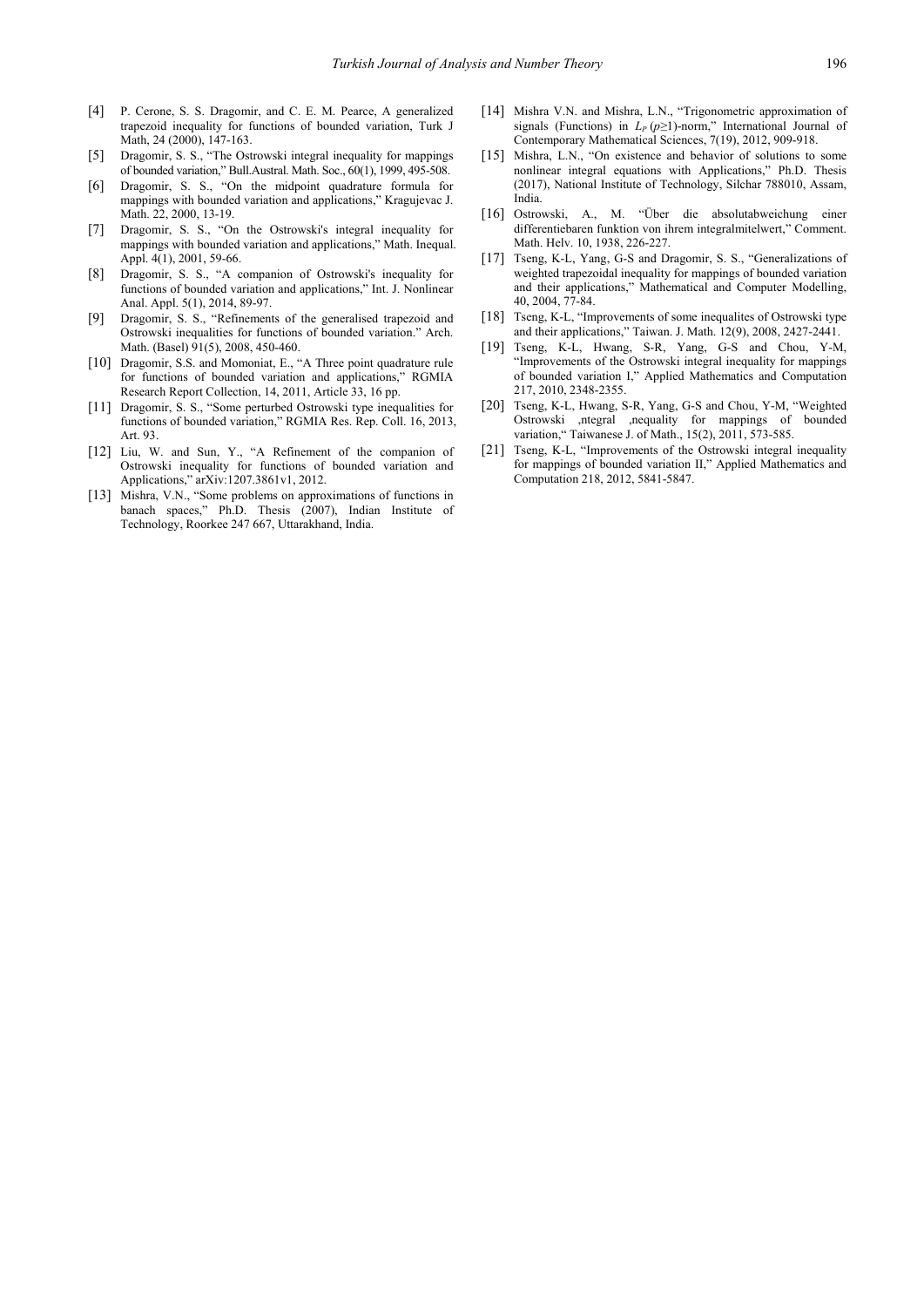[4] P. Cerone, S. S. Dragomir, and C. E. M. Pearce, A generalized trapezoid inequality for functions of bounded variation, Turk J Math, 24 (2000), 147-163.

[5] Dragomir, S. S., "The Ostrowski integral inequality for mappings of bounded variation," Bull.Austral. Math. Soc., 60(1), 1999, 495-508.

[6] Dragomir, S. S., "On the midpoint quadrature formula for mappings with bounded variation and applications," Kragujevac J. Math. 22, 2000, 13-19.

[7] Dragomir, S. S., "On the Ostrowski's integral inequality for mappings with bounded variation and applications," Math. Inequal. Appl. 4(1), 2001, 59-66.

[8] Dragomir, S. S., "A companion of Ostrowski's inequality for functions of bounded variation and applications," Int. J. Nonlinear Anal. Appl. 5(1), 2014, 89-97.

[9] Dragomir, S. S., "Refinements of the generalised trapezoid and Ostrowski inequalities for functions of bounded variation." Arch. Math. (Basel) 91(5), 2008, 450-460.

[10] Dragomir, S.S. and Momoniat, E., "A Three point quadrature rule for functions of bounded variation and applications," RGMIA Research Report Collection, 14, 2011, Article 33, 16 pp.

[11] Dragomir, S. S., "Some perturbed Ostrowski type inequalities for functions of bounded variation," RGMIA Res. Rep. Coll. 16, 2013, Art. 93.

[12] Liu, W. and Sun, Y., "A Refinement of the companion of Ostrowski inequality for functions of bounded variation and Applications," arXiv:1207.3861v1, 2012.

[13] Mishra, V.N., "Some problems on approximations of functions in banach spaces," Ph.D. Thesis (2007), Indian Institute of Technology, Roorkee 247 667, Uttarakhand, India.

[14] Mishra V.N. and Mishra, L.N., "Trigonometric approximation of signals (Functions) in $L_P$ ($p$≥1)-norm," International Journal of Contemporary Mathematical Sciences, 7(19), 2012, 909-918.

[15] Mishra, L.N., "On existence and behavior of solutions to some nonlinear integral equations with Applications," Ph.D. Thesis (2017), National Institute of Technology, Silchar 788010, Assam, India.

[16] Ostrowski, A., M. "Über die absolutabweichung einer differentiebaren funktion von ihrem integralmitelwert," Comment. Math. Helv. 10, 1938, 226-227.

[17] Tseng, K-L, Yang, G-S and Dragomir, S. S., "Generalizations of weighted trapezoidal inequality for mappings of bounded variation and their applications," Mathematical and Computer Modelling, 40, 2004, 77-84.

[18] Tseng, K-L, "Improvements of some inequalites of Ostrowski type and their applications," Taiwan. J. Math. 12(9), 2008, 2427-2441.

[19] Tseng, K-L, Hwang, S-R, Yang, G-S and Chou, Y-M, "Improvements of the Ostrowski integral inequality for mappings of bounded variation I," Applied Mathematics and Computation 217, 2010, 2348-2355.

[20] Tseng, K-L, Hwang, S-R, Yang, G-S and Chou, Y-M, "Weighted Ostrowski ,ntegral ,nequality for mappings of bounded variation," Taiwanese J. of Math., 15(2), 2011, 573-585.

[21] Tseng, K-L, "Improvements of the Ostrowski integral inequality for mappings of bounded variation II," Applied Mathematics and Computation 218, 2012, 5841-5847.